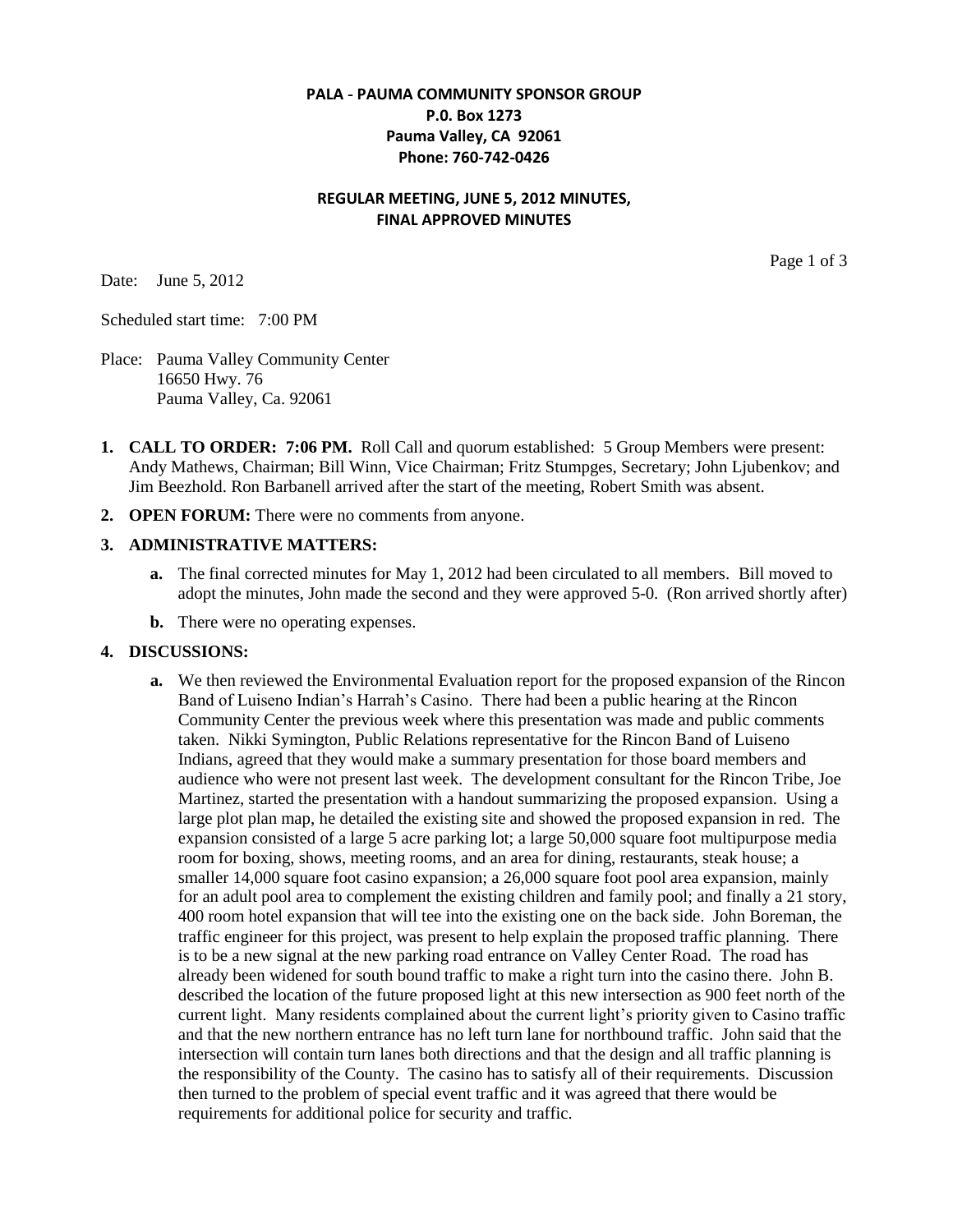**PALA - PAUMA COMMUNITY SPONSOR GROUP**
**P.0. Box 1273**
**Pauma Valley, CA 92061**
**Phone: 760-742-0426**

**REGULAR MEETING, JUNE 5, 2012 MINUTES,**
**FINAL APPROVED MINUTES**

Date: June 5, 2012

Scheduled start time: 7:00 PM

Place: Pauma Valley Community Center
16650 Hwy. 76
Pauma Valley, Ca. 92061

1. **CALL TO ORDER: 7:06 PM.** Roll Call and quorum established: 5 Group Members were present: Andy Mathews, Chairman; Bill Winn, Vice Chairman; Fritz Stumpges, Secretary; John Ljubenkov; and Jim Beezhold. Ron Barbanell arrived after the start of the meeting, Robert Smith was absent.

2. **OPEN FORUM:** There were no comments from anyone.

3. **ADMINISTRATIVE MATTERS:**

   a. The final corrected minutes for May 1, 2012 had been circulated to all members. Bill moved to adopt the minutes, John made the second and they were approved 5-0. (Ron arrived shortly after)

   b. There were no operating expenses.

4. **DISCUSSIONS:**

   a. We then reviewed the Environmental Evaluation report for the proposed expansion of the Rincon Band of Luiseno Indian's Harrah's Casino. There had been a public hearing at the Rincon Community Center the previous week where this presentation was made and public comments taken. Nikki Symington, Public Relations representative for the Rincon Band of Luiseno Indians, agreed that they would make a summary presentation for those board members and audience who were not present last week. The development consultant for the Rincon Tribe, Joe Martinez, started the presentation with a handout summarizing the proposed expansion. Using a large plot plan map, he detailed the existing site and showed the proposed expansion in red. The expansion consisted of a large 5 acre parking lot; a large 50,000 square foot multipurpose media room for boxing, shows, meeting rooms, and an area for dining, restaurants, steak house; a smaller 14,000 square foot casino expansion; a 26,000 square foot pool area expansion, mainly for an adult pool area to complement the existing children and family pool; and finally a 21 story, 400 room hotel expansion that will tee into the existing one on the back side. John Boreman, the traffic engineer for this project, was present to help explain the proposed traffic planning. There is to be a new signal at the new parking road entrance on Valley Center Road. The road has already been widened for south bound traffic to make a right turn into the casino there. John B. described the location of the future proposed light at this new intersection as 900 feet north of the current light. Many residents complained about the current light's priority given to Casino traffic and that the new northern entrance has no left turn lane for northbound traffic. John said that the intersection will contain turn lanes both directions and that the design and all traffic planning is the responsibility of the County. The casino has to satisfy all of their requirements. Discussion then turned to the problem of special event traffic and it was agreed that there would be requirements for additional police for security and traffic.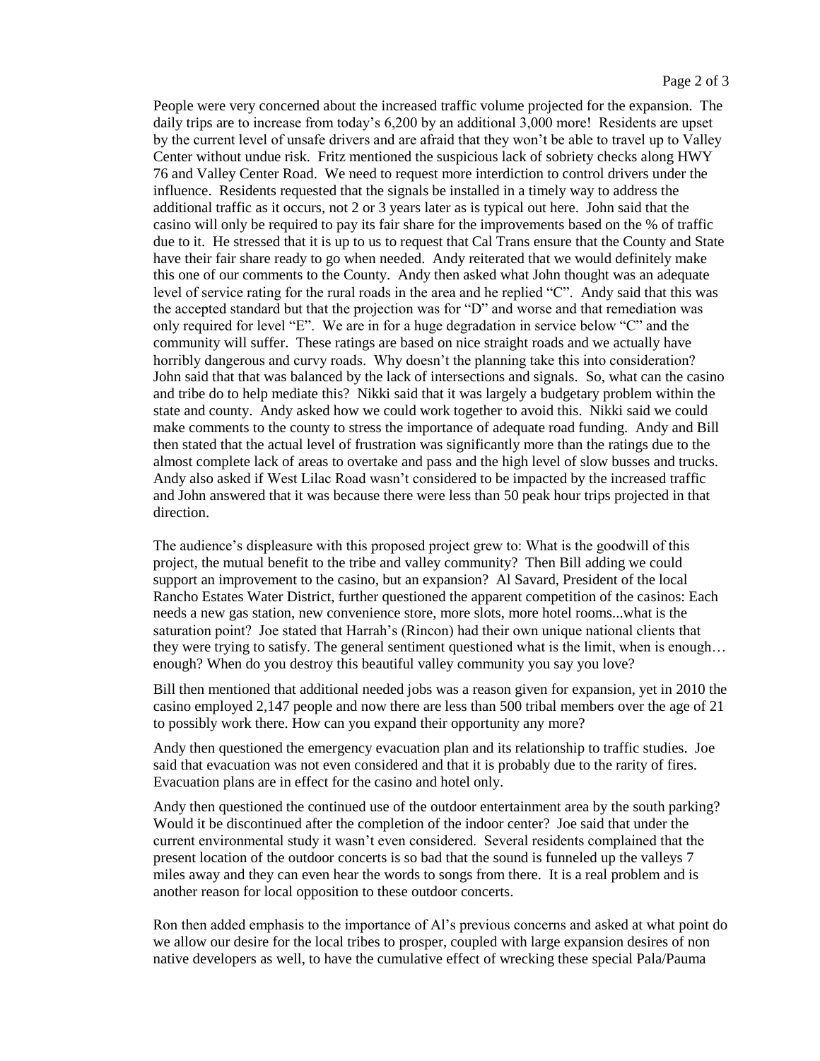People were very concerned about the increased traffic volume projected for the expansion. The daily trips are to increase from today's 6,200 by an additional 3,000 more! Residents are upset by the current level of unsafe drivers and are afraid that they won't be able to travel up to Valley Center without undue risk. Fritz mentioned the suspicious lack of sobriety checks along HWY 76 and Valley Center Road. We need to request more interdiction to control drivers under the influence. Residents requested that the signals be installed in a timely way to address the additional traffic as it occurs, not 2 or 3 years later as is typical out here. John said that the casino will only be required to pay its fair share for the improvements based on the % of traffic due to it. He stressed that it is up to us to request that Cal Trans ensure that the County and State have their fair share ready to go when needed. Andy reiterated that we would definitely make this one of our comments to the County. Andy then asked what John thought was an adequate level of service rating for the rural roads in the area and he replied "C". Andy said that this was the accepted standard but that the projection was for "D" and worse and that remediation was only required for level "E". We are in for a huge degradation in service below "C" and the community will suffer. These ratings are based on nice straight roads and we actually have horribly dangerous and curvy roads. Why doesn't the planning take this into consideration? John said that that was balanced by the lack of intersections and signals. So, what can the casino and tribe do to help mediate this? Nikki said that it was largely a budgetary problem within the state and county. Andy asked how we could work together to avoid this. Nikki said we could make comments to the county to stress the importance of adequate road funding. Andy and Bill then stated that the actual level of frustration was significantly more than the ratings due to the almost complete lack of areas to overtake and pass and the high level of slow busses and trucks. Andy also asked if West Lilac Road wasn't considered to be impacted by the increased traffic and John answered that it was because there were less than 50 peak hour trips projected in that direction.

The audience's displeasure with this proposed project grew to: What is the goodwill of this project, the mutual benefit to the tribe and valley community? Then Bill adding we could support an improvement to the casino, but an expansion? Al Savard, President of the local Rancho Estates Water District, further questioned the apparent competition of the casinos: Each needs a new gas station, new convenience store, more slots, more hotel rooms...what is the saturation point? Joe stated that Harrah's (Rincon) had their own unique national clients that they were trying to satisfy. The general sentiment questioned what is the limit, when is enough… enough? When do you destroy this beautiful valley community you say you love?

Bill then mentioned that additional needed jobs was a reason given for expansion, yet in 2010 the casino employed 2,147 people and now there are less than 500 tribal members over the age of 21 to possibly work there. How can you expand their opportunity any more?

Andy then questioned the emergency evacuation plan and its relationship to traffic studies. Joe said that evacuation was not even considered and that it is probably due to the rarity of fires. Evacuation plans are in effect for the casino and hotel only.

Andy then questioned the continued use of the outdoor entertainment area by the south parking? Would it be discontinued after the completion of the indoor center? Joe said that under the current environmental study it wasn't even considered. Several residents complained that the present location of the outdoor concerts is so bad that the sound is funneled up the valleys 7 miles away and they can even hear the words to songs from there. It is a real problem and is another reason for local opposition to these outdoor concerts.

Ron then added emphasis to the importance of Al's previous concerns and asked at what point do we allow our desire for the local tribes to prosper, coupled with large expansion desires of non native developers as well, to have the cumulative effect of wrecking these special Pala/Pauma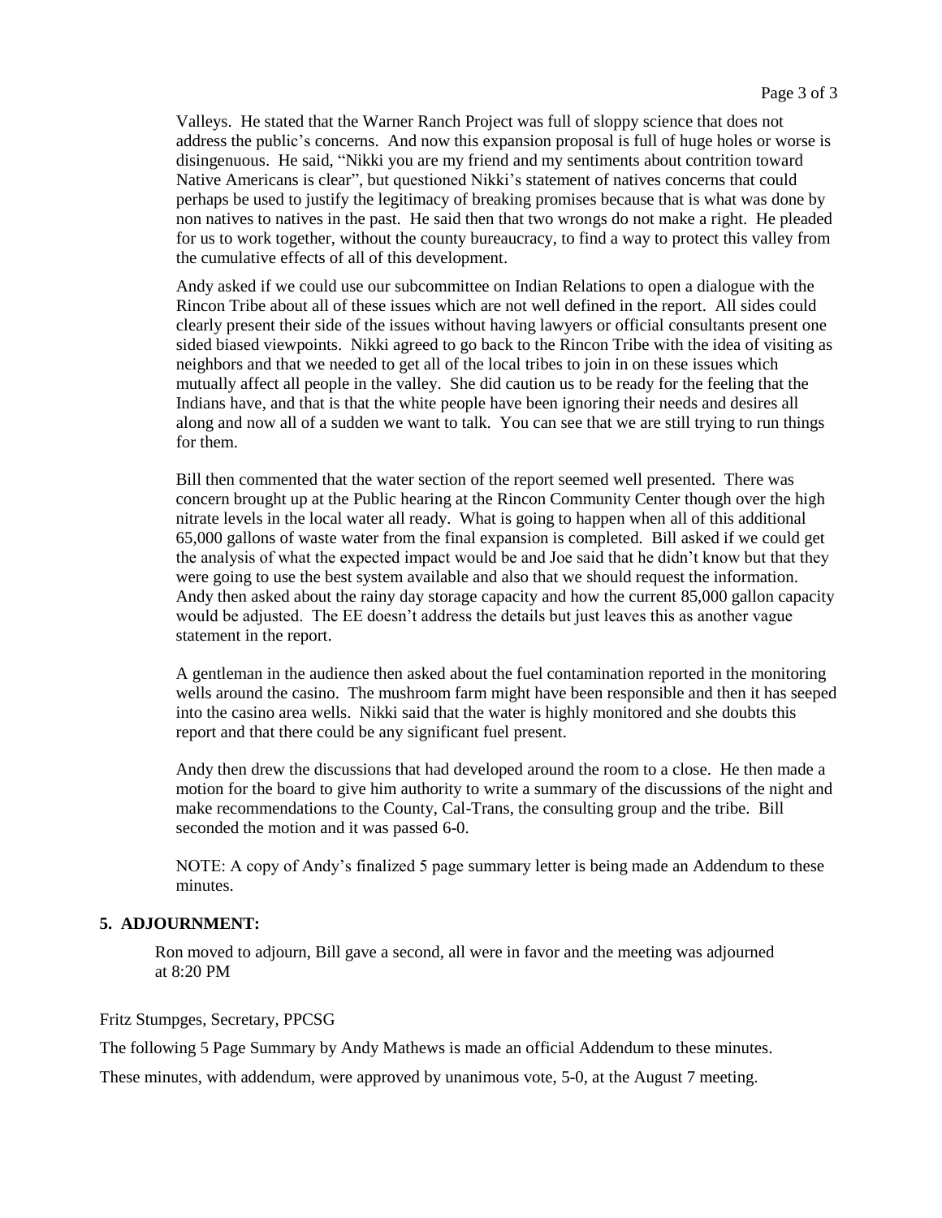Valleys. He stated that the Warner Ranch Project was full of sloppy science that does not address the public's concerns. And now this expansion proposal is full of huge holes or worse is disingenuous. He said, "Nikki you are my friend and my sentiments about contrition toward Native Americans is clear", but questioned Nikki's statement of natives concerns that could perhaps be used to justify the legitimacy of breaking promises because that is what was done by non natives to natives in the past. He said then that two wrongs do not make a right. He pleaded for us to work together, without the county bureaucracy, to find a way to protect this valley from the cumulative effects of all of this development.

Andy asked if we could use our subcommittee on Indian Relations to open a dialogue with the Rincon Tribe about all of these issues which are not well defined in the report. All sides could clearly present their side of the issues without having lawyers or official consultants present one sided biased viewpoints. Nikki agreed to go back to the Rincon Tribe with the idea of visiting as neighbors and that we needed to get all of the local tribes to join in on these issues which mutually affect all people in the valley. She did caution us to be ready for the feeling that the Indians have, and that is that the white people have been ignoring their needs and desires all along and now all of a sudden we want to talk. You can see that we are still trying to run things for them.

Bill then commented that the water section of the report seemed well presented. There was concern brought up at the Public hearing at the Rincon Community Center though over the high nitrate levels in the local water all ready. What is going to happen when all of this additional 65,000 gallons of waste water from the final expansion is completed. Bill asked if we could get the analysis of what the expected impact would be and Joe said that he didn't know but that they were going to use the best system available and also that we should request the information. Andy then asked about the rainy day storage capacity and how the current 85,000 gallon capacity would be adjusted. The EE doesn't address the details but just leaves this as another vague statement in the report.

A gentleman in the audience then asked about the fuel contamination reported in the monitoring wells around the casino. The mushroom farm might have been responsible and then it has seeped into the casino area wells. Nikki said that the water is highly monitored and she doubts this report and that there could be any significant fuel present.

Andy then drew the discussions that had developed around the room to a close. He then made a motion for the board to give him authority to write a summary of the discussions of the night and make recommendations to the County, Cal-Trans, the consulting group and the tribe. Bill seconded the motion and it was passed 6-0.

NOTE: A copy of Andy's finalized 5 page summary letter is being made an Addendum to these minutes.

## 5. ADJOURNMENT:

Ron moved to adjourn, Bill gave a second, all were in favor and the meeting was adjourned at 8:20 PM

Fritz Stumpges, Secretary, PPCSG

The following 5 Page Summary by Andy Mathews is made an official Addendum to these minutes.

These minutes, with addendum, were approved by unanimous vote, 5-0, at the August 7 meeting.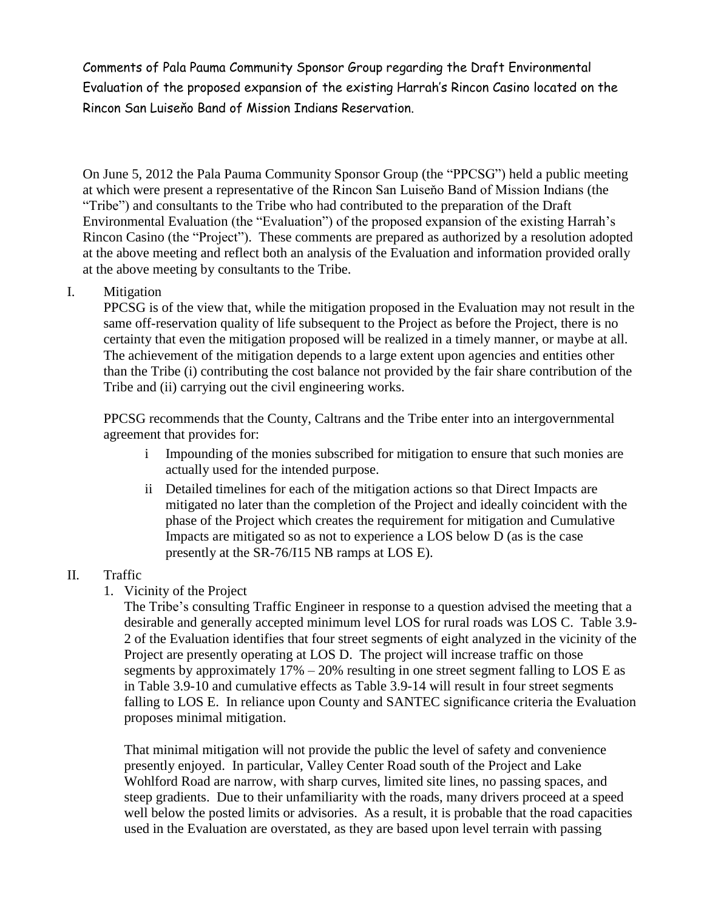Comments of Pala Pauma Community Sponsor Group regarding the Draft Environmental Evaluation of the proposed expansion of the existing Harrah's Rincon Casino located on the Rincon San Luiseňo Band of Mission Indians Reservation.

On June 5, 2012 the Pala Pauma Community Sponsor Group (the "PPCSG") held a public meeting at which were present a representative of the Rincon San Luiseňo Band of Mission Indians (the "Tribe") and consultants to the Tribe who had contributed to the preparation of the Draft Environmental Evaluation (the "Evaluation") of the proposed expansion of the existing Harrah's Rincon Casino (the "Project"). These comments are prepared as authorized by a resolution adopted at the above meeting and reflect both an analysis of the Evaluation and information provided orally at the above meeting by consultants to the Tribe.

## I. Mitigation

PPCSG is of the view that, while the mitigation proposed in the Evaluation may not result in the same off-reservation quality of life subsequent to the Project as before the Project, there is no certainty that even the mitigation proposed will be realized in a timely manner, or maybe at all. The achievement of the mitigation depends to a large extent upon agencies and entities other than the Tribe (i) contributing the cost balance not provided by the fair share contribution of the Tribe and (ii) carrying out the civil engineering works.

PPCSG recommends that the County, Caltrans and the Tribe enter into an intergovernmental agreement that provides for:

- i Impounding of the monies subscribed for mitigation to ensure that such monies are actually used for the intended purpose.
- ii Detailed timelines for each of the mitigation actions so that Direct Impacts are mitigated no later than the completion of the Project and ideally coincident with the phase of the Project which creates the requirement for mitigation and Cumulative Impacts are mitigated so as not to experience a LOS below D (as is the case presently at the SR-76/I15 NB ramps at LOS E).

## II. Traffic

### 1. Vicinity of the Project

The Tribe's consulting Traffic Engineer in response to a question advised the meeting that a desirable and generally accepted minimum level LOS for rural roads was LOS C. Table 3.9-2 of the Evaluation identifies that four street segments of eight analyzed in the vicinity of the Project are presently operating at LOS D. The project will increase traffic on those segments by approximately 17% – 20% resulting in one street segment falling to LOS E as in Table 3.9-10 and cumulative effects as Table 3.9-14 will result in four street segments falling to LOS E. In reliance upon County and SANTEC significance criteria the Evaluation proposes minimal mitigation.

That minimal mitigation will not provide the public the level of safety and convenience presently enjoyed. In particular, Valley Center Road south of the Project and Lake Wohlford Road are narrow, with sharp curves, limited site lines, no passing spaces, and steep gradients. Due to their unfamiliarity with the roads, many drivers proceed at a speed well below the posted limits or advisories. As a result, it is probable that the road capacities used in the Evaluation are overstated, as they are based upon level terrain with passing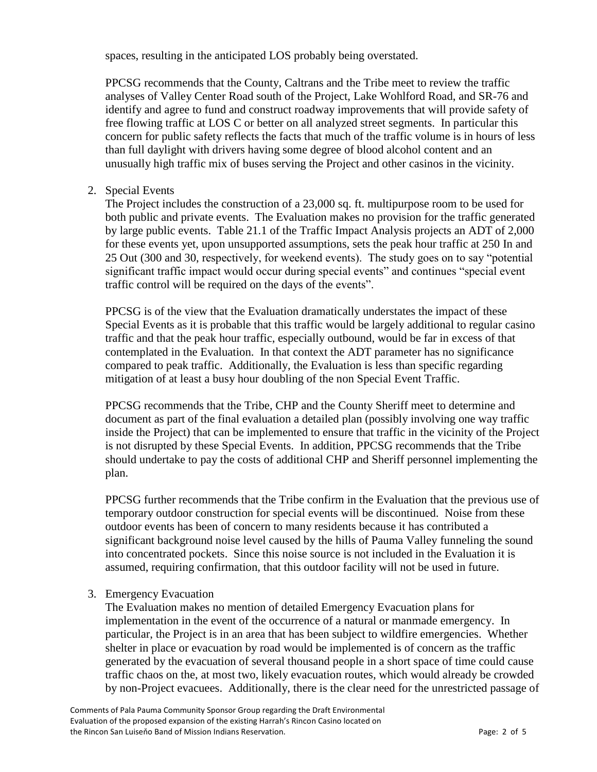spaces, resulting in the anticipated LOS probably being overstated.

PPCSG recommends that the County, Caltrans and the Tribe meet to review the traffic analyses of Valley Center Road south of the Project, Lake Wohlford Road, and SR-76 and identify and agree to fund and construct roadway improvements that will provide safety of free flowing traffic at LOS C or better on all analyzed street segments. In particular this concern for public safety reflects the facts that much of the traffic volume is in hours of less than full daylight with drivers having some degree of blood alcohol content and an unusually high traffic mix of buses serving the Project and other casinos in the vicinity.

2. Special Events

The Project includes the construction of a 23,000 sq. ft. multipurpose room to be used for both public and private events. The Evaluation makes no provision for the traffic generated by large public events. Table 21.1 of the Traffic Impact Analysis projects an ADT of 2,000 for these events yet, upon unsupported assumptions, sets the peak hour traffic at 250 In and 25 Out (300 and 30, respectively, for weekend events). The study goes on to say "potential significant traffic impact would occur during special events" and continues "special event traffic control will be required on the days of the events".

PPCSG is of the view that the Evaluation dramatically understates the impact of these Special Events as it is probable that this traffic would be largely additional to regular casino traffic and that the peak hour traffic, especially outbound, would be far in excess of that contemplated in the Evaluation. In that context the ADT parameter has no significance compared to peak traffic. Additionally, the Evaluation is less than specific regarding mitigation of at least a busy hour doubling of the non Special Event Traffic.

PPCSG recommends that the Tribe, CHP and the County Sheriff meet to determine and document as part of the final evaluation a detailed plan (possibly involving one way traffic inside the Project) that can be implemented to ensure that traffic in the vicinity of the Project is not disrupted by these Special Events. In addition, PPCSG recommends that the Tribe should undertake to pay the costs of additional CHP and Sheriff personnel implementing the plan.

PPCSG further recommends that the Tribe confirm in the Evaluation that the previous use of temporary outdoor construction for special events will be discontinued. Noise from these outdoor events has been of concern to many residents because it has contributed a significant background noise level caused by the hills of Pauma Valley funneling the sound into concentrated pockets. Since this noise source is not included in the Evaluation it is assumed, requiring confirmation, that this outdoor facility will not be used in future.

3. Emergency Evacuation

The Evaluation makes no mention of detailed Emergency Evacuation plans for implementation in the event of the occurrence of a natural or manmade emergency. In particular, the Project is in an area that has been subject to wildfire emergencies. Whether shelter in place or evacuation by road would be implemented is of concern as the traffic generated by the evacuation of several thousand people in a short space of time could cause traffic chaos on the, at most two, likely evacuation routes, which would already be crowded by non-Project evacuees. Additionally, there is the clear need for the unrestricted passage of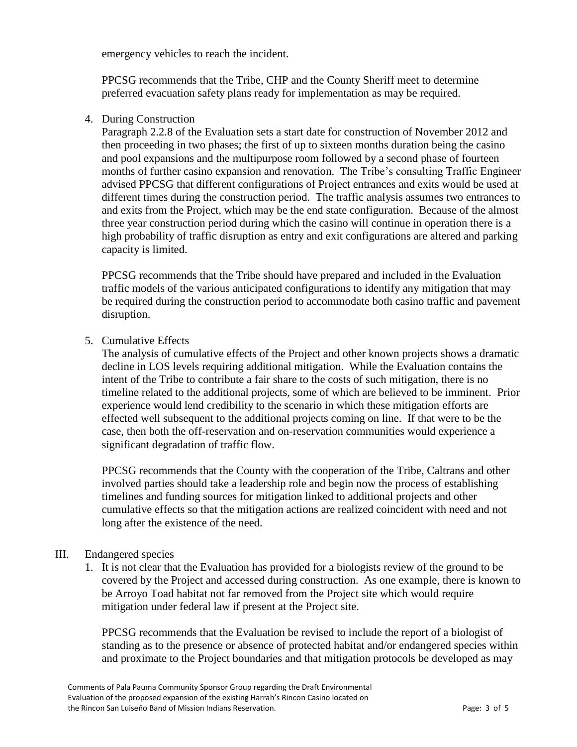emergency vehicles to reach the incident.

PPCSG recommends that the Tribe, CHP and the County Sheriff meet to determine preferred evacuation safety plans ready for implementation as may be required.

4. During Construction

   Paragraph 2.2.8 of the Evaluation sets a start date for construction of November 2012 and then proceeding in two phases; the first of up to sixteen months duration being the casino and pool expansions and the multipurpose room followed by a second phase of fourteen months of further casino expansion and renovation. The Tribe's consulting Traffic Engineer advised PPCSG that different configurations of Project entrances and exits would be used at different times during the construction period. The traffic analysis assumes two entrances to and exits from the Project, which may be the end state configuration. Because of the almost three year construction period during which the casino will continue in operation there is a high probability of traffic disruption as entry and exit configurations are altered and parking capacity is limited.

   PPCSG recommends that the Tribe should have prepared and included in the Evaluation traffic models of the various anticipated configurations to identify any mitigation that may be required during the construction period to accommodate both casino traffic and pavement disruption.

5. Cumulative Effects

   The analysis of cumulative effects of the Project and other known projects shows a dramatic decline in LOS levels requiring additional mitigation. While the Evaluation contains the intent of the Tribe to contribute a fair share to the costs of such mitigation, there is no timeline related to the additional projects, some of which are believed to be imminent. Prior experience would lend credibility to the scenario in which these mitigation efforts are effected well subsequent to the additional projects coming on line. If that were to be the case, then both the off-reservation and on-reservation communities would experience a significant degradation of traffic flow.

   PPCSG recommends that the County with the cooperation of the Tribe, Caltrans and other involved parties should take a leadership role and begin now the process of establishing timelines and funding sources for mitigation linked to additional projects and other cumulative effects so that the mitigation actions are realized coincident with need and not long after the existence of the need.

## III. Endangered species

1. It is not clear that the Evaluation has provided for a biologists review of the ground to be covered by the Project and accessed during construction. As one example, there is known to be Arroyo Toad habitat not far removed from the Project site which would require mitigation under federal law if present at the Project site.

   PPCSG recommends that the Evaluation be revised to include the report of a biologist of standing as to the presence or absence of protected habitat and/or endangered species within and proximate to the Project boundaries and that mitigation protocols be developed as may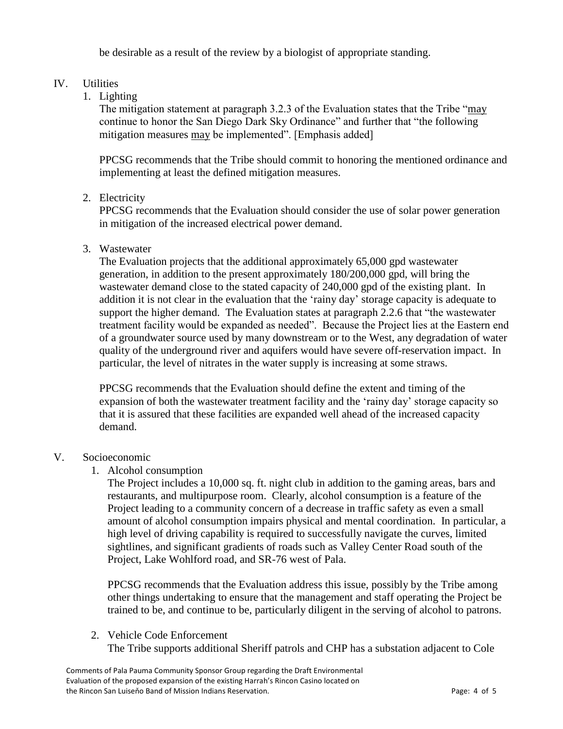be desirable as a result of the review by a biologist of appropriate standing.

## IV. Utilities

### 1. Lighting

The mitigation statement at paragraph 3.2.3 of the Evaluation states that the Tribe "<u>may</u> continue to honor the San Diego Dark Sky Ordinance" and further that "the following mitigation measures <u>may</u> be implemented". [Emphasis added]

PPCSG recommends that the Tribe should commit to honoring the mentioned ordinance and implementing at least the defined mitigation measures.

### 2. Electricity

PPCSG recommends that the Evaluation should consider the use of solar power generation in mitigation of the increased electrical power demand.

### 3. Wastewater

The Evaluation projects that the additional approximately 65,000 gpd wastewater generation, in addition to the present approximately 180/200,000 gpd, will bring the wastewater demand close to the stated capacity of 240,000 gpd of the existing plant. In addition it is not clear in the evaluation that the 'rainy day' storage capacity is adequate to support the higher demand. The Evaluation states at paragraph 2.2.6 that "the wastewater treatment facility would be expanded as needed". Because the Project lies at the Eastern end of a groundwater source used by many downstream or to the West, any degradation of water quality of the underground river and aquifers would have severe off-reservation impact. In particular, the level of nitrates in the water supply is increasing at some straws.

PPCSG recommends that the Evaluation should define the extent and timing of the expansion of both the wastewater treatment facility and the 'rainy day' storage capacity so that it is assured that these facilities are expanded well ahead of the increased capacity demand.

## V. Socioeconomic

### 1. Alcohol consumption

The Project includes a 10,000 sq. ft. night club in addition to the gaming areas, bars and restaurants, and multipurpose room. Clearly, alcohol consumption is a feature of the Project leading to a community concern of a decrease in traffic safety as even a small amount of alcohol consumption impairs physical and mental coordination. In particular, a high level of driving capability is required to successfully navigate the curves, limited sightlines, and significant gradients of roads such as Valley Center Road south of the Project, Lake Wohlford road, and SR-76 west of Pala.

PPCSG recommends that the Evaluation address this issue, possibly by the Tribe among other things undertaking to ensure that the management and staff operating the Project be trained to be, and continue to be, particularly diligent in the serving of alcohol to patrons.

### 2. Vehicle Code Enforcement

The Tribe supports additional Sheriff patrols and CHP has a substation adjacent to Cole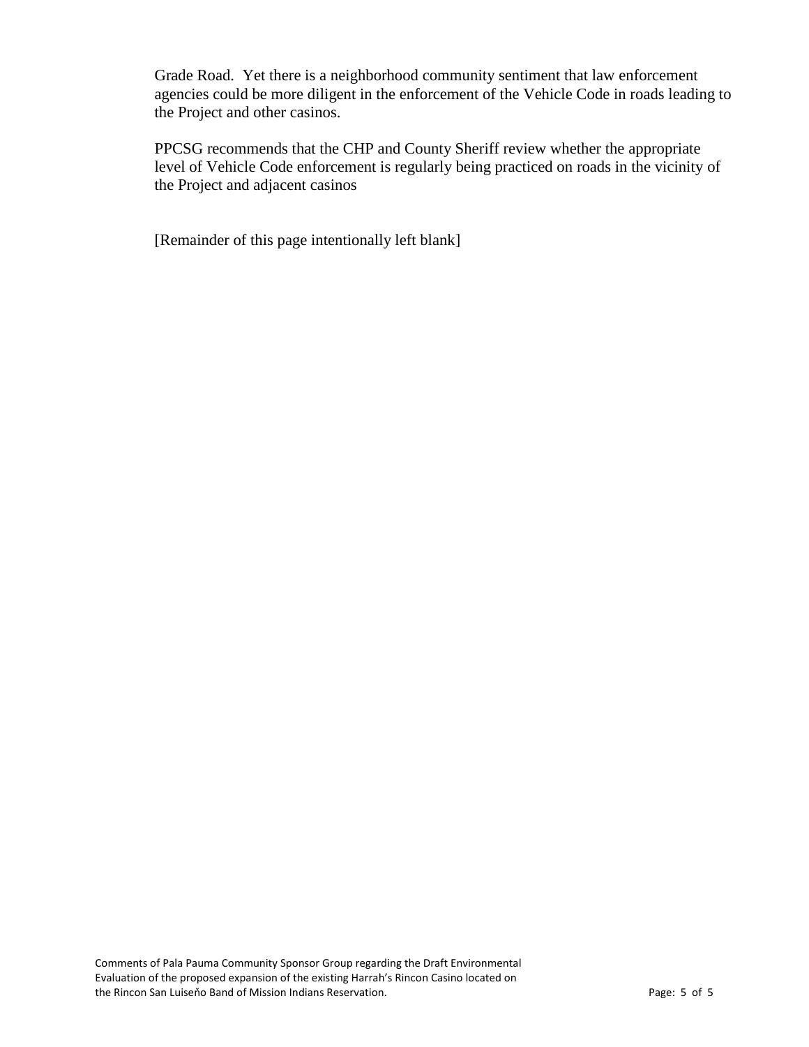Grade Road. Yet there is a neighborhood community sentiment that law enforcement agencies could be more diligent in the enforcement of the Vehicle Code in roads leading to the Project and other casinos.

PPCSG recommends that the CHP and County Sheriff review whether the appropriate level of Vehicle Code enforcement is regularly being practiced on roads in the vicinity of the Project and adjacent casinos

[Remainder of this page intentionally left blank]